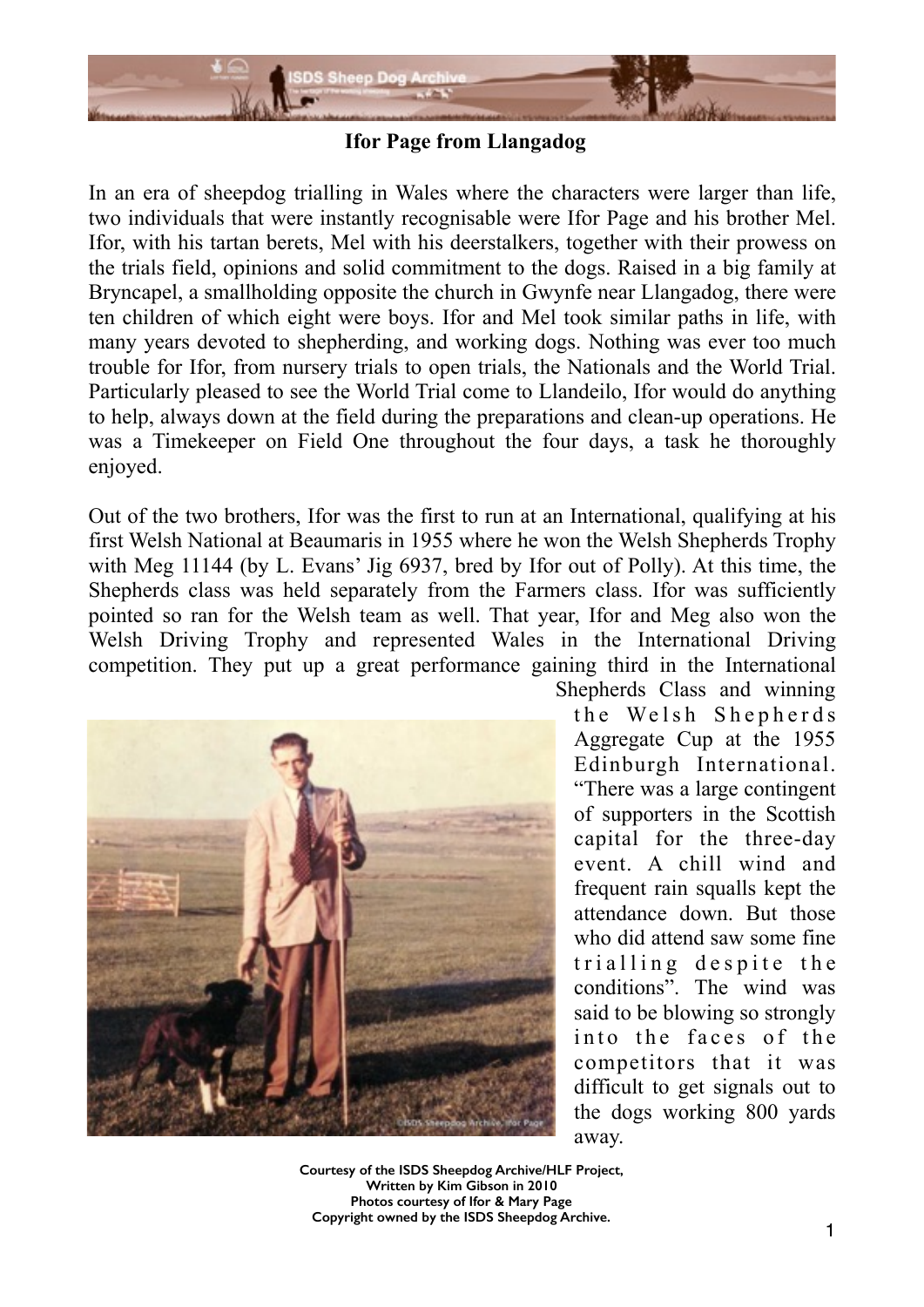# Ifor Page from Llangadog

In an era of sheepdog trialling in Wales where the characters were larger than life, two individuals that were instantly recognisable were Ifor Page and his brother Mel. Ifor, with his tartan berets, Mel with his deerstalkers, together with their prowess on the trials field, opinions and solid commitment to the dogs. Raised in a big family at Bryncapel, a smallholding opposite the church in Gwynfe near Llangadog, there were ten children of which eight were boys. Ifor and Mel took similar paths in life, with many years devoted to shepherding, and working dogs. Nothing was ever too much trouble for Ifor, from nursery trials to open trials, the Nationals and the World Trial. Particularly pleased to see the World Trial come to Llandeilo, Ifor would do anything to help, always down at the field during the preparations and clean-up operations. He was a Timekeeper on Field One throughout the four days, a task he thoroughly enjoyed.

Out of the two brothers, Ifor was the first to run at an International, qualifying at his first Welsh National at Beaumaris in 1955 where he won the Welsh Shepherds Trophy with Meg 11144 (by L. Evans' Jig 6937, bred by Ifor out of Polly). At this time, the Shepherds class was held separately from the Farmers class. Ifor was sufficiently pointed so ran for the Welsh team as well. That year, Ifor and Meg also won the Welsh Driving Trophy and represented Wales in the International Driving competition. They put up a great performance gaining third in the International Shepherds Class and winning the Welsh Shepherds Aggregate Cup at the 1955 Edinburgh International. "There was a large contingent of supporters in the Scottish capital for the three-day event. A chill wind and frequent rain squalls kept the attendance down. But those who did attend saw some fine trialling despite the conditions". The wind was said to be blowing so strongly into the faces of the competitors that it was difficult to get signals out to the dogs working 800 yards away.

Courtesy of the ISDS Sheepdog Archive/HLF Project,
Written by Kim Gibson in 2010
Photos courtesy of Ifor & Mary Page
Copyright owned by the ISDS Sheepdog Archive.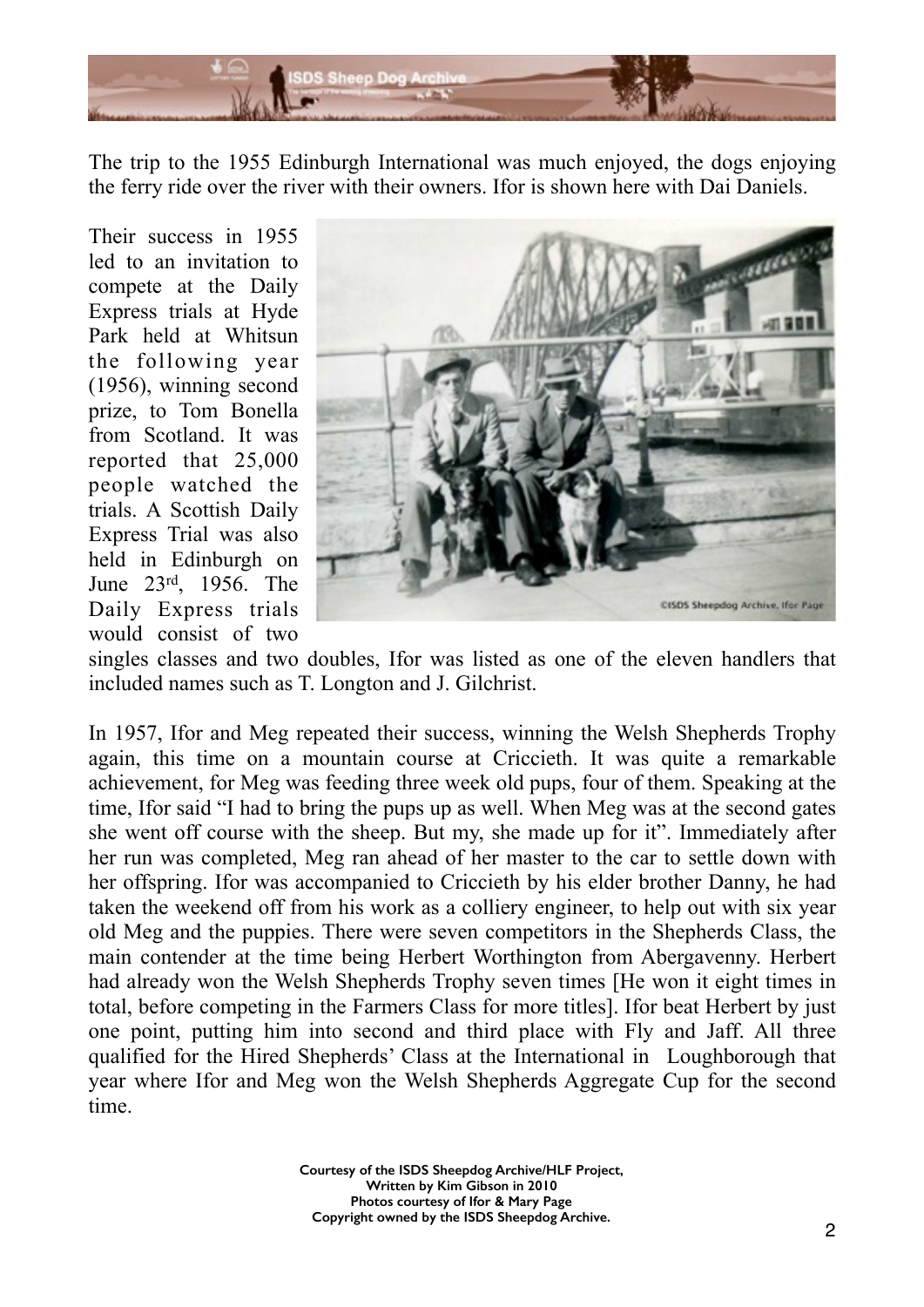The trip to the 1955 Edinburgh International was much enjoyed, the dogs enjoying the ferry ride over the river with their owners. Ifor is shown here with Dai Daniels.

Their success in 1955 led to an invitation to compete at the Daily Express trials at Hyde Park held at Whitsun the following year (1956), winning second prize, to Tom Bonella from Scotland. It was reported that 25,000 people watched the trials. A Scottish Daily Express Trial was also held in Edinburgh on June 23rd, 1956. The Daily Express trials would consist of two singles classes and two doubles, Ifor was listed as one of the eleven handlers that included names such as T. Longton and J. Gilchrist.

In 1957, Ifor and Meg repeated their success, winning the Welsh Shepherds Trophy again, this time on a mountain course at Criccieth. It was quite a remarkable achievement, for Meg was feeding three week old pups, four of them. Speaking at the time, Ifor said "I had to bring the pups up as well. When Meg was at the second gates she went off course with the sheep. But my, she made up for it". Immediately after her run was completed, Meg ran ahead of her master to the car to settle down with her offspring. Ifor was accompanied to Criccieth by his elder brother Danny, he had taken the weekend off from his work as a colliery engineer, to help out with six year old Meg and the puppies. There were seven competitors in the Shepherds Class, the main contender at the time being Herbert Worthington from Abergavenny. Herbert had already won the Welsh Shepherds Trophy seven times [He won it eight times in total, before competing in the Farmers Class for more titles]. Ifor beat Herbert by just one point, putting him into second and third place with Fly and Jaff. All three qualified for the Hired Shepherds' Class at the International in Loughborough that year where Ifor and Meg won the Welsh Shepherds Aggregate Cup for the second time.

Courtesy of the ISDS Sheepdog Archive/HLF Project,
Written by Kim Gibson in 2010
Photos courtesy of Ifor & Mary Page
Copyright owned by the ISDS Sheepdog Archive.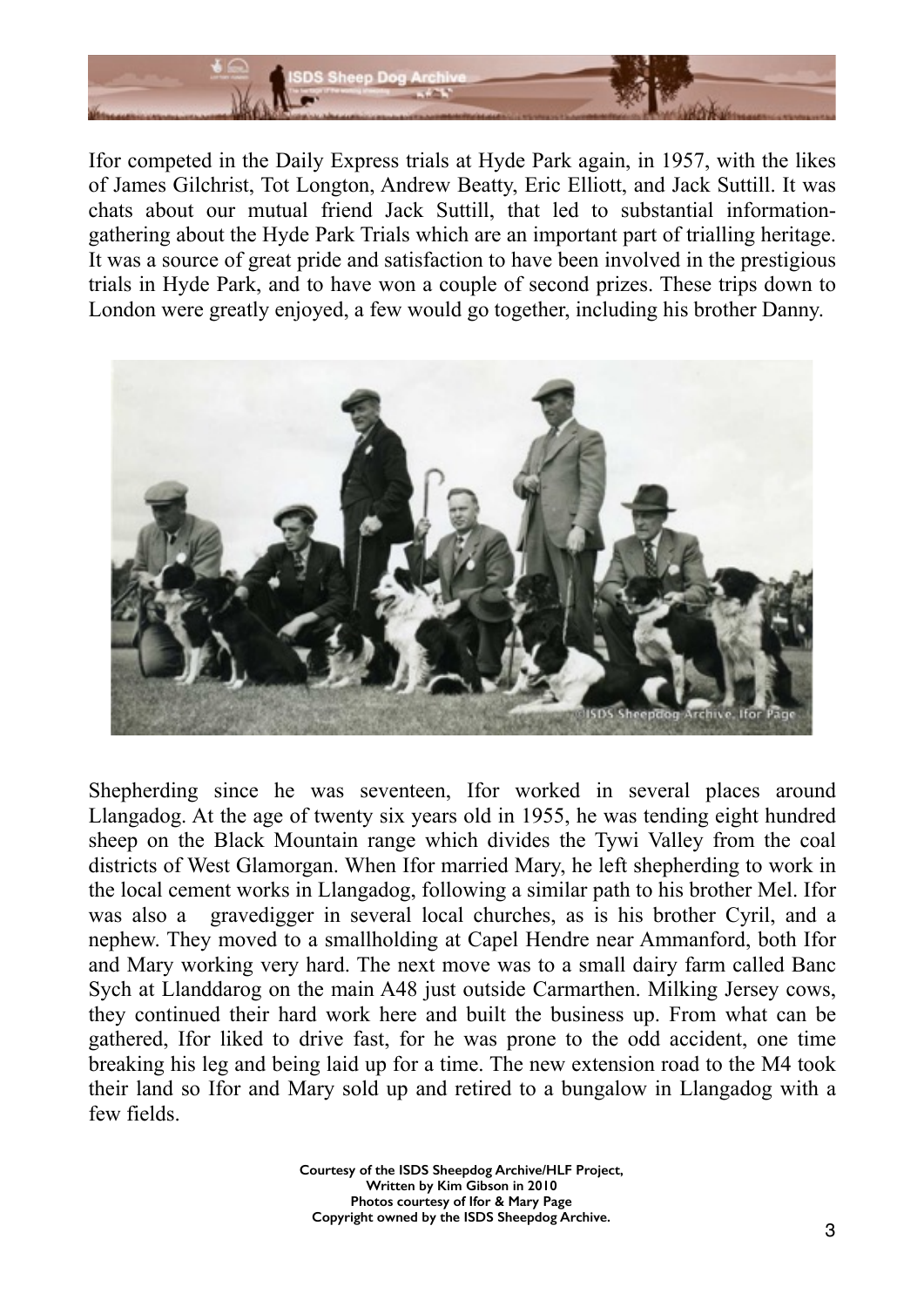Ifor competed in the Daily Express trials at Hyde Park again, in 1957, with the likes of James Gilchrist, Tot Longton, Andrew Beatty, Eric Elliott, and Jack Suttill. It was chats about our mutual friend Jack Suttill, that led to substantial information-gathering about the Hyde Park Trials which are an important part of trialling heritage. It was a source of great pride and satisfaction to have been involved in the prestigious trials in Hyde Park, and to have won a couple of second prizes. These trips down to London were greatly enjoyed, a few would go together, including his brother Danny.

Shepherding since he was seventeen, Ifor worked in several places around Llangadog. At the age of twenty six years old in 1955, he was tending eight hundred sheep on the Black Mountain range which divides the Tywi Valley from the coal districts of West Glamorgan. When Ifor married Mary, he left shepherding to work in the local cement works in Llangadog, following a similar path to his brother Mel. Ifor was also a gravedigger in several local churches, as is his brother Cyril, and a nephew. They moved to a smallholding at Capel Hendre near Ammanford, both Ifor and Mary working very hard. The next move was to a small dairy farm called Banc Sych at Llanddarog on the main A48 just outside Carmarthen. Milking Jersey cows, they continued their hard work here and built the business up. From what can be gathered, Ifor liked to drive fast, for he was prone to the odd accident, one time breaking his leg and being laid up for a time. The new extension road to the M4 took their land so Ifor and Mary sold up and retired to a bungalow in Llangadog with a few fields.

**Courtesy of the ISDS Sheepdog Archive/HLF Project,**
**Written by Kim Gibson in 2010**
**Photos courtesy of Ifor & Mary Page**
**Copyright owned by the ISDS Sheepdog Archive.**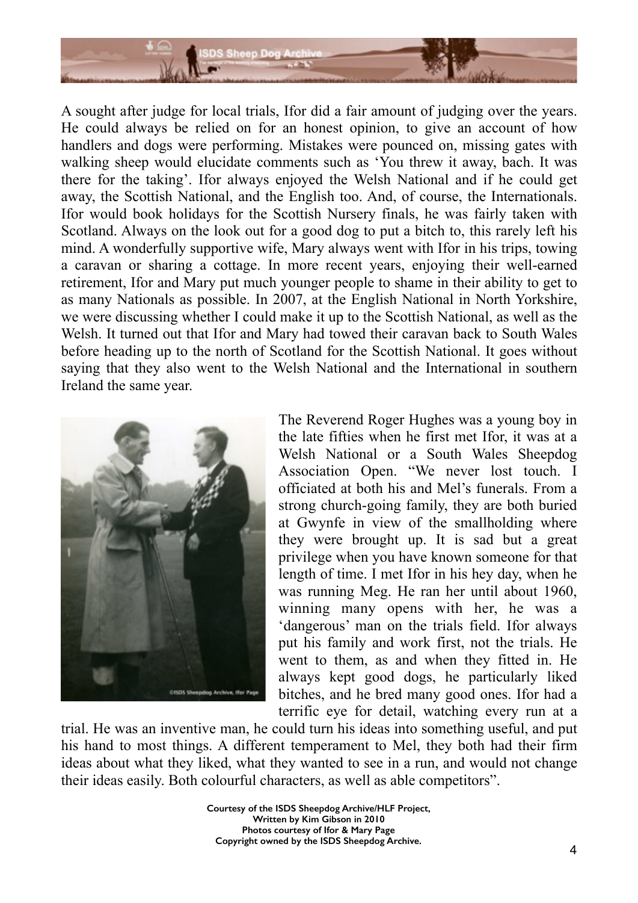A sought after judge for local trials, Ifor did a fair amount of judging over the years. He could always be relied on for an honest opinion, to give an account of how handlers and dogs were performing. Mistakes were pounced on, missing gates with walking sheep would elucidate comments such as 'You threw it away, bach. It was there for the taking'. Ifor always enjoyed the Welsh National and if he could get away, the Scottish National, and the English too. And, of course, the Internationals. Ifor would book holidays for the Scottish Nursery finals, he was fairly taken with Scotland. Always on the look out for a good dog to put a bitch to, this rarely left his mind. A wonderfully supportive wife, Mary always went with Ifor in his trips, towing a caravan or sharing a cottage. In more recent years, enjoying their well-earned retirement, Ifor and Mary put much younger people to shame in their ability to get to as many Nationals as possible. In 2007, at the English National in North Yorkshire, we were discussing whether I could make it up to the Scottish National, as well as the Welsh. It turned out that Ifor and Mary had towed their caravan back to South Wales before heading up to the north of Scotland for the Scottish National. It goes without saying that they also went to the Welsh National and the International in southern Ireland the same year.

©ISDS Sheepdog Archive, Ifor Page

The Reverend Roger Hughes was a young boy in the late fifties when he first met Ifor, it was at a Welsh National or a South Wales Sheepdog Association Open. "We never lost touch. I officiated at both his and Mel's funerals. From a strong church-going family, they are both buried at Gwynfe in view of the smallholding where they were brought up. It is sad but a great privilege when you have known someone for that length of time. I met Ifor in his hey day, when he was running Meg. He ran her until about 1960, winning many opens with her, he was a 'dangerous' man on the trials field. Ifor always put his family and work first, not the trials. He went to them, as and when they fitted in. He always kept good dogs, he particularly liked bitches, and he bred many good ones. Ifor had a terrific eye for detail, watching every run at a trial. He was an inventive man, he could turn his ideas into something useful, and put his hand to most things. A different temperament to Mel, they both had their firm ideas about what they liked, what they wanted to see in a run, and would not change their ideas easily. Both colourful characters, as well as able competitors".

**Courtesy of the ISDS Sheepdog Archive/HLF Project,**
**Written by Kim Gibson in 2010**
**Photos courtesy of Ifor & Mary Page**
**Copyright owned by the ISDS Sheepdog Archive.**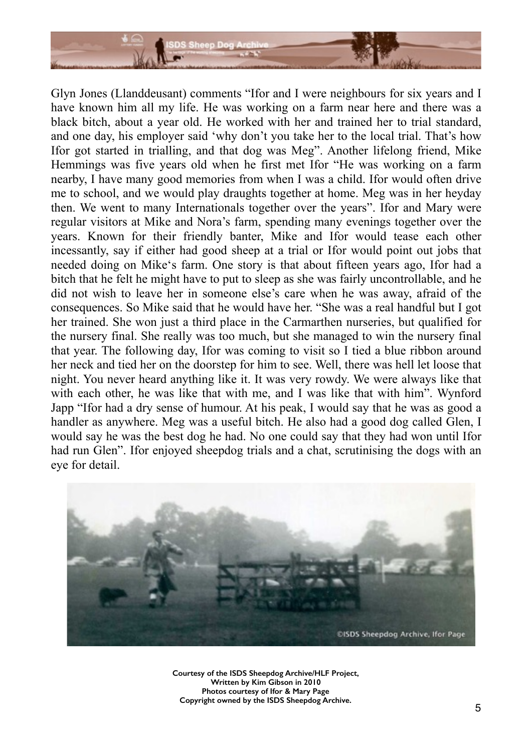Glyn Jones (Llanddeusant) comments "Ifor and I were neighbours for six years and I have known him all my life. He was working on a farm near here and there was a black bitch, about a year old. He worked with her and trained her to trial standard, and one day, his employer said 'why don't you take her to the local trial. That's how Ifor got started in trialling, and that dog was Meg". Another lifelong friend, Mike Hemmings was five years old when he first met Ifor "He was working on a farm nearby, I have many good memories from when I was a child. Ifor would often drive me to school, and we would play draughts together at home. Meg was in her heyday then. We went to many Internationals together over the years". Ifor and Mary were regular visitors at Mike and Nora's farm, spending many evenings together over the years. Known for their friendly banter, Mike and Ifor would tease each other incessantly, say if either had good sheep at a trial or Ifor would point out jobs that needed doing on Mike's farm. One story is that about fifteen years ago, Ifor had a bitch that he felt he might have to put to sleep as she was fairly uncontrollable, and he did not wish to leave her in someone else's care when he was away, afraid of the consequences. So Mike said that he would have her. "She was a real handful but I got her trained. She won just a third place in the Carmarthen nurseries, but qualified for the nursery final. She really was too much, but she managed to win the nursery final that year. The following day, Ifor was coming to visit so I tied a blue ribbon around her neck and tied her on the doorstep for him to see. Well, there was hell let loose that night. You never heard anything like it. It was very rowdy. We were always like that with each other, he was like that with me, and I was like that with him". Wynford Japp "Ifor had a dry sense of humour. At his peak, I would say that he was as good a handler as anywhere. Meg was a useful bitch. He also had a good dog called Glen, I would say he was the best dog he had. No one could say that they had won until Ifor had run Glen". Ifor enjoyed sheepdog trials and a chat, scrutinising the dogs with an eye for detail.

©ISDS Sheepdog Archive, Ifor Page

**Courtesy of the ISDS Sheepdog Archive/HLF Project,**
**Written by Kim Gibson in 2010**
**Photos courtesy of Ifor & Mary Page**
**Copyright owned by the ISDS Sheepdog Archive.**